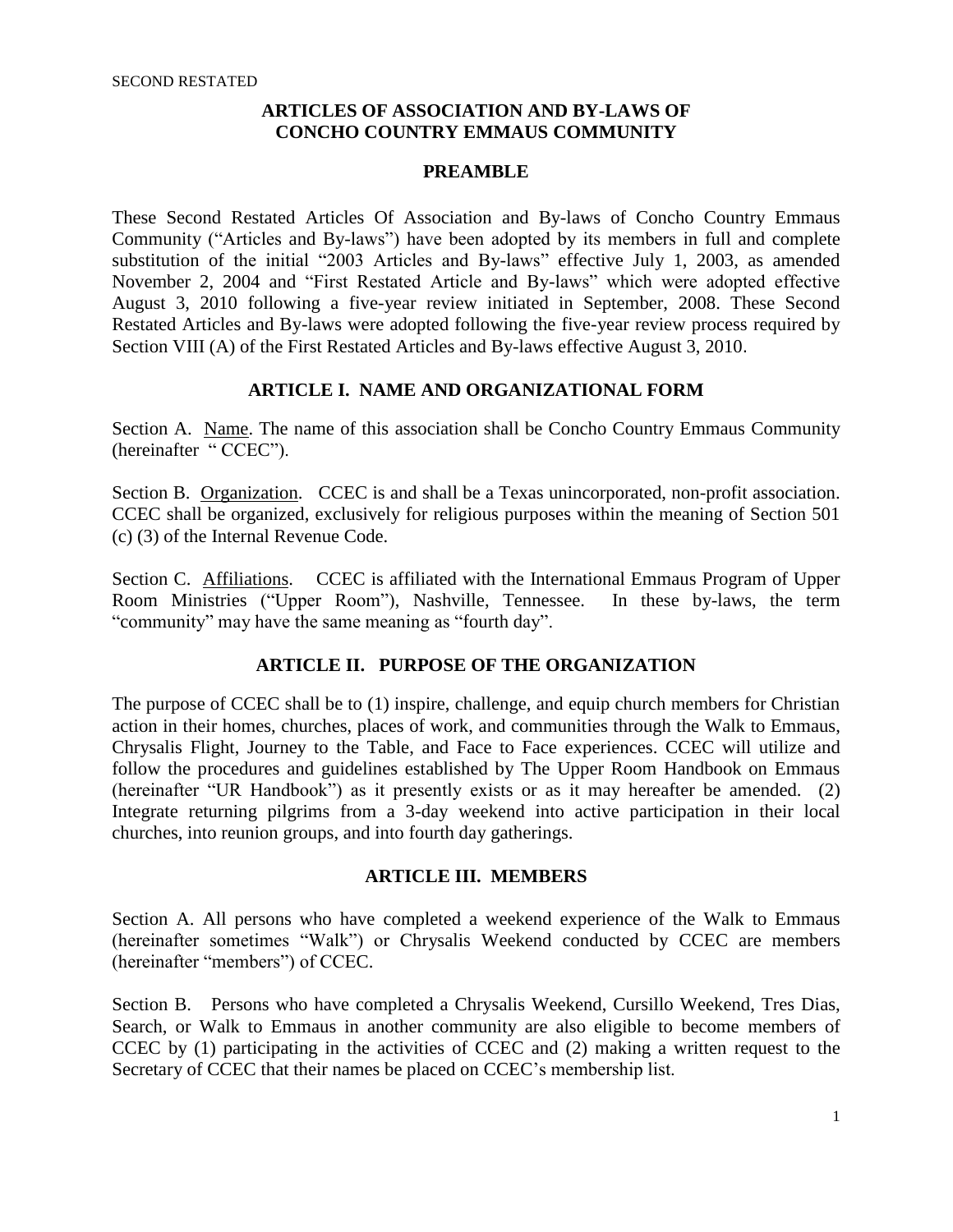SECOND RESTATED

# ARTICLES OF ASSOCIATION AND BY-LAWS OF CONCHO COUNTRY EMMAUS COMMUNITY

## PREAMBLE

These Second Restated Articles Of Association and By-laws of Concho Country Emmaus Community ("Articles and By-laws") have been adopted by its members in full and complete substitution of the initial "2003 Articles and By-laws" effective July 1, 2003, as amended November 2, 2004 and "First Restated Article and By-laws" which were adopted effective August 3, 2010 following a five-year review initiated in September, 2008. These Second Restated Articles and By-laws were adopted following the five-year review process required by Section VIII (A) of the First Restated Articles and By-laws effective August 3, 2010.

## ARTICLE I. NAME AND ORGANIZATIONAL FORM

Section A. Name. The name of this association shall be Concho Country Emmaus Community (hereinafter " CCEC").

Section B. Organization. CCEC is and shall be a Texas unincorporated, non-profit association. CCEC shall be organized, exclusively for religious purposes within the meaning of Section 501 (c) (3) of the Internal Revenue Code.

Section C. Affiliations. CCEC is affiliated with the International Emmaus Program of Upper Room Ministries ("Upper Room"), Nashville, Tennessee. In these by-laws, the term "community" may have the same meaning as "fourth day".

## ARTICLE II. PURPOSE OF THE ORGANIZATION

The purpose of CCEC shall be to (1) inspire, challenge, and equip church members for Christian action in their homes, churches, places of work, and communities through the Walk to Emmaus, Chrysalis Flight, Journey to the Table, and Face to Face experiences. CCEC will utilize and follow the procedures and guidelines established by The Upper Room Handbook on Emmaus (hereinafter "UR Handbook") as it presently exists or as it may hereafter be amended. (2) Integrate returning pilgrims from a 3-day weekend into active participation in their local churches, into reunion groups, and into fourth day gatherings.

## ARTICLE III. MEMBERS

Section A. All persons who have completed a weekend experience of the Walk to Emmaus (hereinafter sometimes "Walk") or Chrysalis Weekend conducted by CCEC are members (hereinafter "members") of CCEC.

Section B. Persons who have completed a Chrysalis Weekend, Cursillo Weekend, Tres Dias, Search, or Walk to Emmaus in another community are also eligible to become members of CCEC by (1) participating in the activities of CCEC and (2) making a written request to the Secretary of CCEC that their names be placed on CCEC's membership list.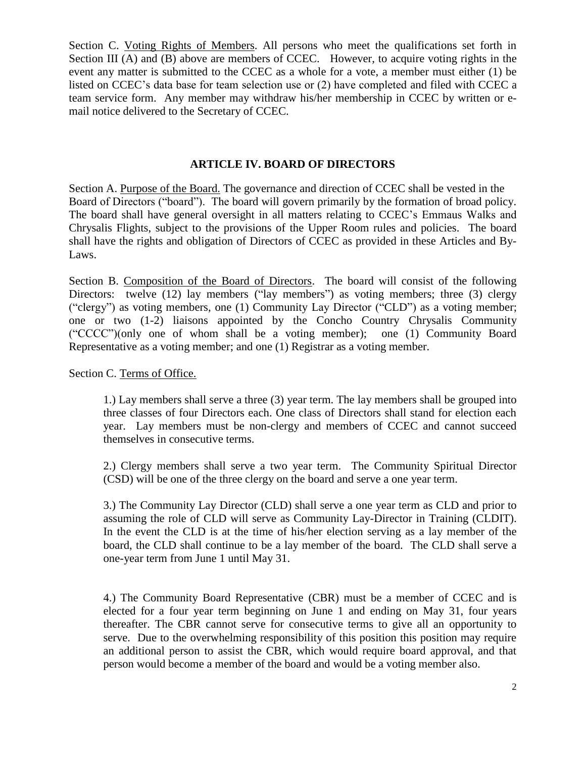Section C. <u>Voting Rights of Members</u>. All persons who meet the qualifications set forth in Section III (A) and (B) above are members of CCEC. However, to acquire voting rights in the event any matter is submitted to the CCEC as a whole for a vote, a member must either (1) be listed on CCEC's data base for team selection use or (2) have completed and filed with CCEC a team service form. Any member may withdraw his/her membership in CCEC by written or e-mail notice delivered to the Secretary of CCEC.

## ARTICLE IV. BOARD OF DIRECTORS

Section A. <u>Purpose of the Board.</u> The governance and direction of CCEC shall be vested in the Board of Directors ("board"). The board will govern primarily by the formation of broad policy. The board shall have general oversight in all matters relating to CCEC's Emmaus Walks and Chrysalis Flights, subject to the provisions of the Upper Room rules and policies. The board shall have the rights and obligation of Directors of CCEC as provided in these Articles and By-Laws.

Section B. <u>Composition of the Board of Directors</u>. The board will consist of the following Directors: twelve (12) lay members ("lay members") as voting members; three (3) clergy ("clergy") as voting members, one (1) Community Lay Director ("CLD") as a voting member; one or two (1-2) liaisons appointed by the Concho Country Chrysalis Community ("CCCC")(only one of whom shall be a voting member); one (1) Community Board Representative as a voting member; and one (1) Registrar as a voting member.

Section C. <u>Terms of Office.</u>

1.) Lay members shall serve a three (3) year term. The lay members shall be grouped into three classes of four Directors each. One class of Directors shall stand for election each year. Lay members must be non-clergy and members of CCEC and cannot succeed themselves in consecutive terms.

2.) Clergy members shall serve a two year term. The Community Spiritual Director (CSD) will be one of the three clergy on the board and serve a one year term.

3.) The Community Lay Director (CLD) shall serve a one year term as CLD and prior to assuming the role of CLD will serve as Community Lay-Director in Training (CLDIT). In the event the CLD is at the time of his/her election serving as a lay member of the board, the CLD shall continue to be a lay member of the board. The CLD shall serve a one-year term from June 1 until May 31.

4.) The Community Board Representative (CBR) must be a member of CCEC and is elected for a four year term beginning on June 1 and ending on May 31, four years thereafter. The CBR cannot serve for consecutive terms to give all an opportunity to serve. Due to the overwhelming responsibility of this position this position may require an additional person to assist the CBR, which would require board approval, and that person would become a member of the board and would be a voting member also.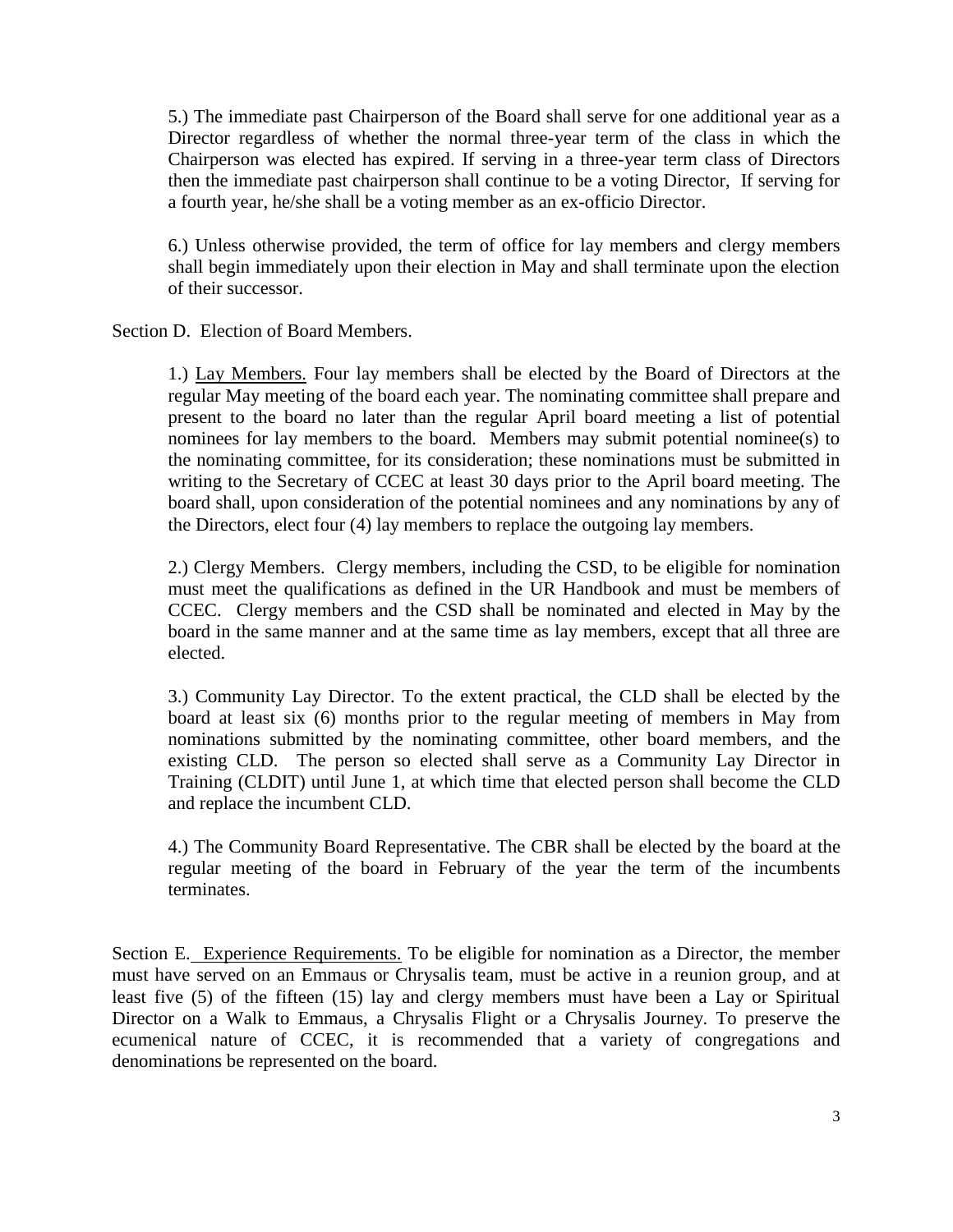5.) The immediate past Chairperson of the Board shall serve for one additional year as a Director regardless of whether the normal three-year term of the class in which the Chairperson was elected has expired. If serving in a three-year term class of Directors then the immediate past chairperson shall continue to be a voting Director, If serving for a fourth year, he/she shall be a voting member as an ex-officio Director.

6.) Unless otherwise provided, the term of office for lay members and clergy members shall begin immediately upon their election in May and shall terminate upon the election of their successor.

Section D. Election of Board Members.

1.) Lay Members. Four lay members shall be elected by the Board of Directors at the regular May meeting of the board each year. The nominating committee shall prepare and present to the board no later than the regular April board meeting a list of potential nominees for lay members to the board. Members may submit potential nominee(s) to the nominating committee, for its consideration; these nominations must be submitted in writing to the Secretary of CCEC at least 30 days prior to the April board meeting. The board shall, upon consideration of the potential nominees and any nominations by any of the Directors, elect four (4) lay members to replace the outgoing lay members.

2.) Clergy Members. Clergy members, including the CSD, to be eligible for nomination must meet the qualifications as defined in the UR Handbook and must be members of CCEC. Clergy members and the CSD shall be nominated and elected in May by the board in the same manner and at the same time as lay members, except that all three are elected.

3.) Community Lay Director. To the extent practical, the CLD shall be elected by the board at least six (6) months prior to the regular meeting of members in May from nominations submitted by the nominating committee, other board members, and the existing CLD. The person so elected shall serve as a Community Lay Director in Training (CLDIT) until June 1, at which time that elected person shall become the CLD and replace the incumbent CLD.

4.) The Community Board Representative. The CBR shall be elected by the board at the regular meeting of the board in February of the year the term of the incumbents terminates.

Section E. Experience Requirements. To be eligible for nomination as a Director, the member must have served on an Emmaus or Chrysalis team, must be active in a reunion group, and at least five (5) of the fifteen (15) lay and clergy members must have been a Lay or Spiritual Director on a Walk to Emmaus, a Chrysalis Flight or a Chrysalis Journey. To preserve the ecumenical nature of CCEC, it is recommended that a variety of congregations and denominations be represented on the board.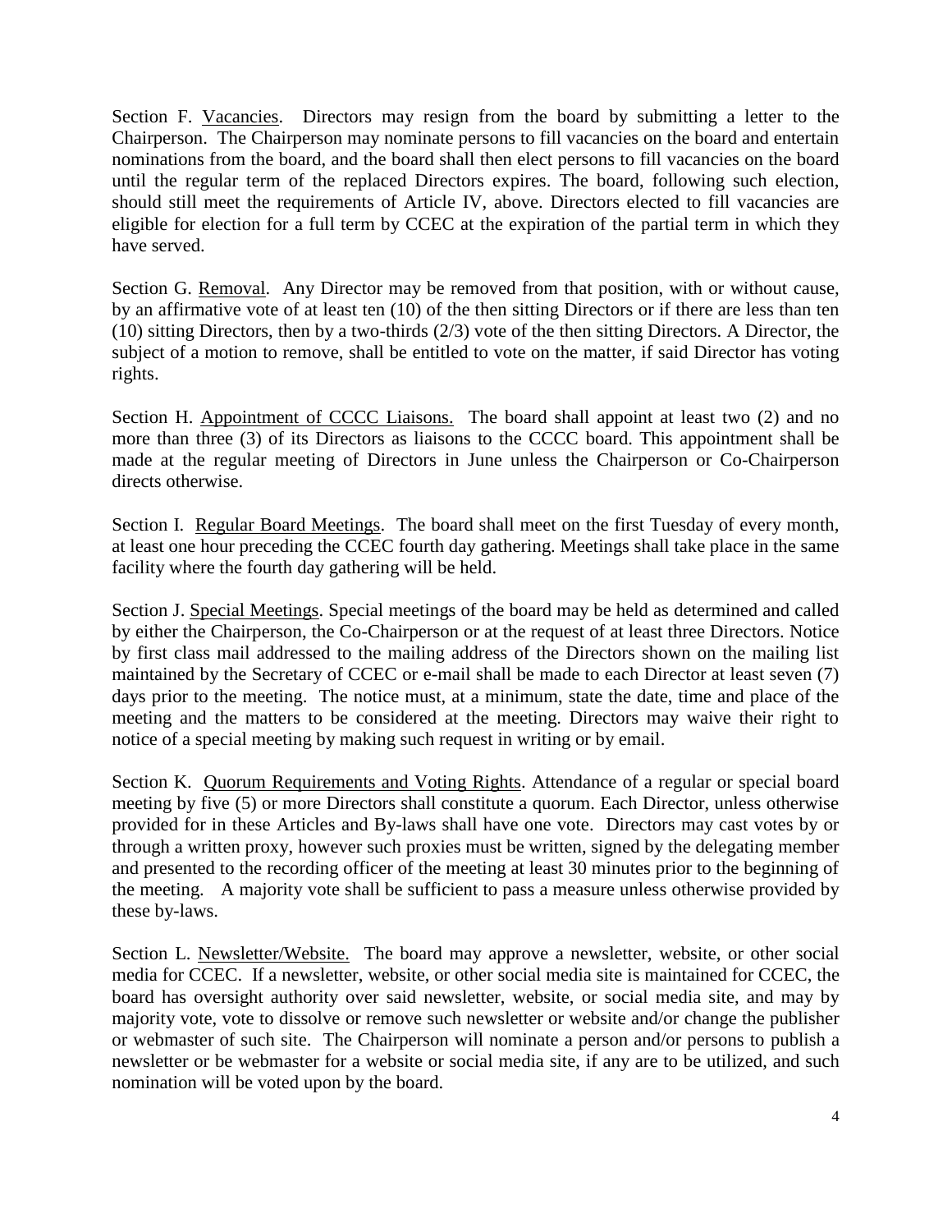Section F. <u>Vacancies</u>. Directors may resign from the board by submitting a letter to the Chairperson. The Chairperson may nominate persons to fill vacancies on the board and entertain nominations from the board, and the board shall then elect persons to fill vacancies on the board until the regular term of the replaced Directors expires. The board, following such election, should still meet the requirements of Article IV, above. Directors elected to fill vacancies are eligible for election for a full term by CCEC at the expiration of the partial term in which they have served.

Section G. <u>Removal</u>. Any Director may be removed from that position, with or without cause, by an affirmative vote of at least ten (10) of the then sitting Directors or if there are less than ten (10) sitting Directors, then by a two-thirds (2/3) vote of the then sitting Directors. A Director, the subject of a motion to remove, shall be entitled to vote on the matter, if said Director has voting rights.

Section H. <u>Appointment of CCCC Liaisons.</u> The board shall appoint at least two (2) and no more than three (3) of its Directors as liaisons to the CCCC board. This appointment shall be made at the regular meeting of Directors in June unless the Chairperson or Co-Chairperson directs otherwise.

Section I. <u>Regular Board Meetings</u>. The board shall meet on the first Tuesday of every month, at least one hour preceding the CCEC fourth day gathering. Meetings shall take place in the same facility where the fourth day gathering will be held.

Section J. <u>Special Meetings</u>. Special meetings of the board may be held as determined and called by either the Chairperson, the Co-Chairperson or at the request of at least three Directors. Notice by first class mail addressed to the mailing address of the Directors shown on the mailing list maintained by the Secretary of CCEC or e-mail shall be made to each Director at least seven (7) days prior to the meeting. The notice must, at a minimum, state the date, time and place of the meeting and the matters to be considered at the meeting. Directors may waive their right to notice of a special meeting by making such request in writing or by email.

Section K. <u>Quorum Requirements and Voting Rights</u>. Attendance of a regular or special board meeting by five (5) or more Directors shall constitute a quorum. Each Director, unless otherwise provided for in these Articles and By-laws shall have one vote. Directors may cast votes by or through a written proxy, however such proxies must be written, signed by the delegating member and presented to the recording officer of the meeting at least 30 minutes prior to the beginning of the meeting. A majority vote shall be sufficient to pass a measure unless otherwise provided by these by-laws.

Section L. <u>Newsletter/Website.</u> The board may approve a newsletter, website, or other social media for CCEC. If a newsletter, website, or other social media site is maintained for CCEC, the board has oversight authority over said newsletter, website, or social media site, and may by majority vote, vote to dissolve or remove such newsletter or website and/or change the publisher or webmaster of such site. The Chairperson will nominate a person and/or persons to publish a newsletter or be webmaster for a website or social media site, if any are to be utilized, and such nomination will be voted upon by the board.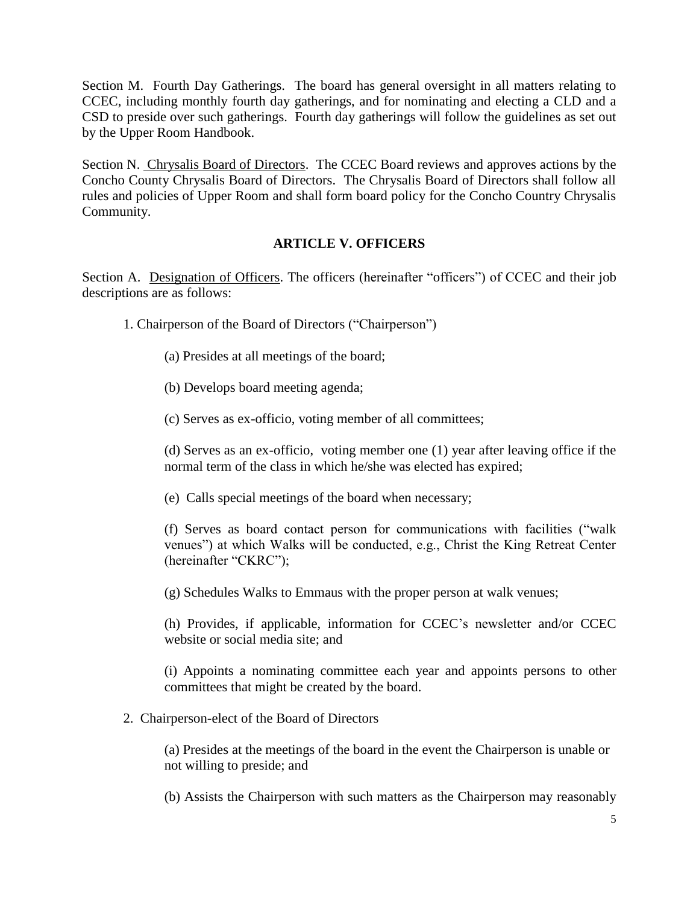Section M. Fourth Day Gatherings. The board has general oversight in all matters relating to CCEC, including monthly fourth day gatherings, and for nominating and electing a CLD and a CSD to preside over such gatherings. Fourth day gatherings will follow the guidelines as set out by the Upper Room Handbook.

Section N. Chrysalis Board of Directors. The CCEC Board reviews and approves actions by the Concho County Chrysalis Board of Directors. The Chrysalis Board of Directors shall follow all rules and policies of Upper Room and shall form board policy for the Concho Country Chrysalis Community.

## ARTICLE V. OFFICERS

Section A. Designation of Officers. The officers (hereinafter "officers") of CCEC and their job descriptions are as follows:

1. Chairperson of the Board of Directors ("Chairperson")

   (a) Presides at all meetings of the board;

   (b) Develops board meeting agenda;

   (c) Serves as ex-officio, voting member of all committees;

   (d) Serves as an ex-officio, voting member one (1) year after leaving office if the normal term of the class in which he/she was elected has expired;

   (e) Calls special meetings of the board when necessary;

   (f) Serves as board contact person for communications with facilities ("walk venues") at which Walks will be conducted, e.g., Christ the King Retreat Center (hereinafter "CKRC");

   (g) Schedules Walks to Emmaus with the proper person at walk venues;

   (h) Provides, if applicable, information for CCEC's newsletter and/or CCEC website or social media site; and

   (i) Appoints a nominating committee each year and appoints persons to other committees that might be created by the board.

2. Chairperson-elect of the Board of Directors

   (a) Presides at the meetings of the board in the event the Chairperson is unable or not willing to preside; and

   (b) Assists the Chairperson with such matters as the Chairperson may reasonably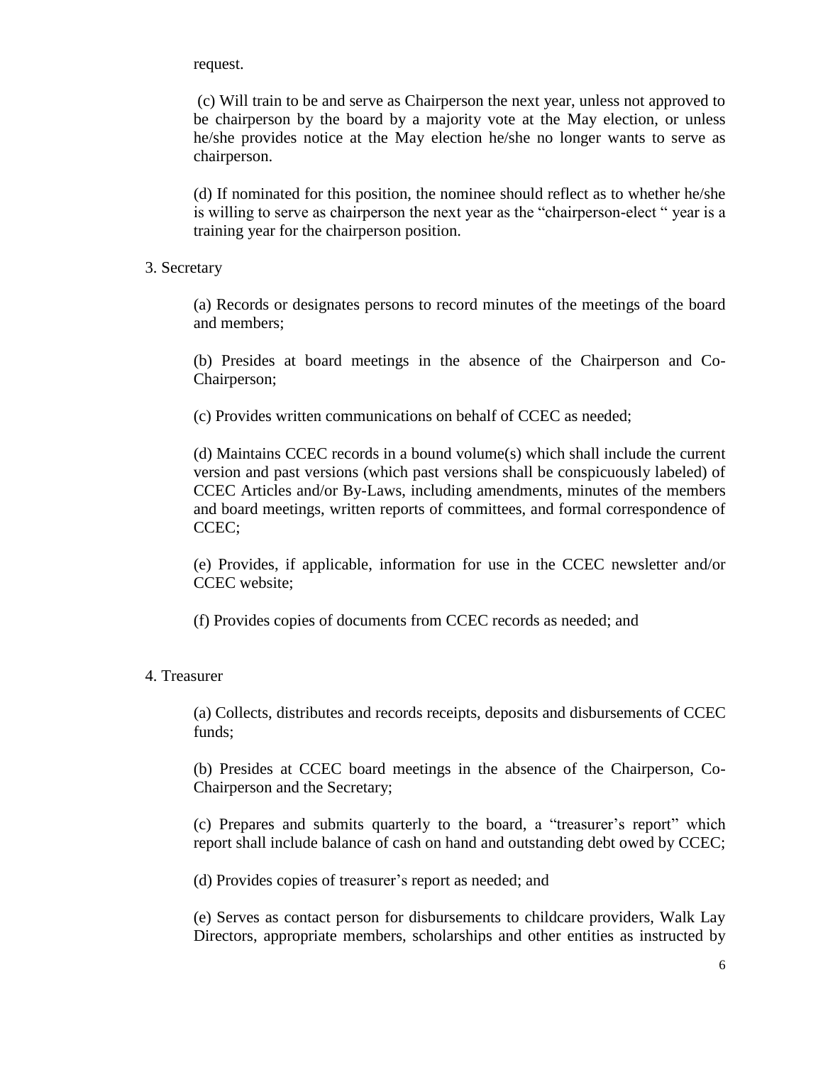request.

(c) Will train to be and serve as Chairperson the next year, unless not approved to be chairperson by the board by a majority vote at the May election, or unless he/she provides notice at the May election he/she no longer wants to serve as chairperson.

(d) If nominated for this position, the nominee should reflect as to whether he/she is willing to serve as chairperson the next year as the "chairperson-elect " year is a training year for the chairperson position.

3. Secretary

(a) Records or designates persons to record minutes of the meetings of the board and members;

(b) Presides at board meetings in the absence of the Chairperson and Co-Chairperson;

(c) Provides written communications on behalf of CCEC as needed;

(d) Maintains CCEC records in a bound volume(s) which shall include the current version and past versions (which past versions shall be conspicuously labeled) of CCEC Articles and/or By-Laws, including amendments, minutes of the members and board meetings, written reports of committees, and formal correspondence of CCEC;

(e) Provides, if applicable, information for use in the CCEC newsletter and/or CCEC website;

(f) Provides copies of documents from CCEC records as needed; and

4. Treasurer

(a) Collects, distributes and records receipts, deposits and disbursements of CCEC funds;

(b) Presides at CCEC board meetings in the absence of the Chairperson, Co-Chairperson and the Secretary;

(c) Prepares and submits quarterly to the board, a "treasurer's report" which report shall include balance of cash on hand and outstanding debt owed by CCEC;

(d) Provides copies of treasurer's report as needed; and

(e) Serves as contact person for disbursements to childcare providers, Walk Lay Directors, appropriate members, scholarships and other entities as instructed by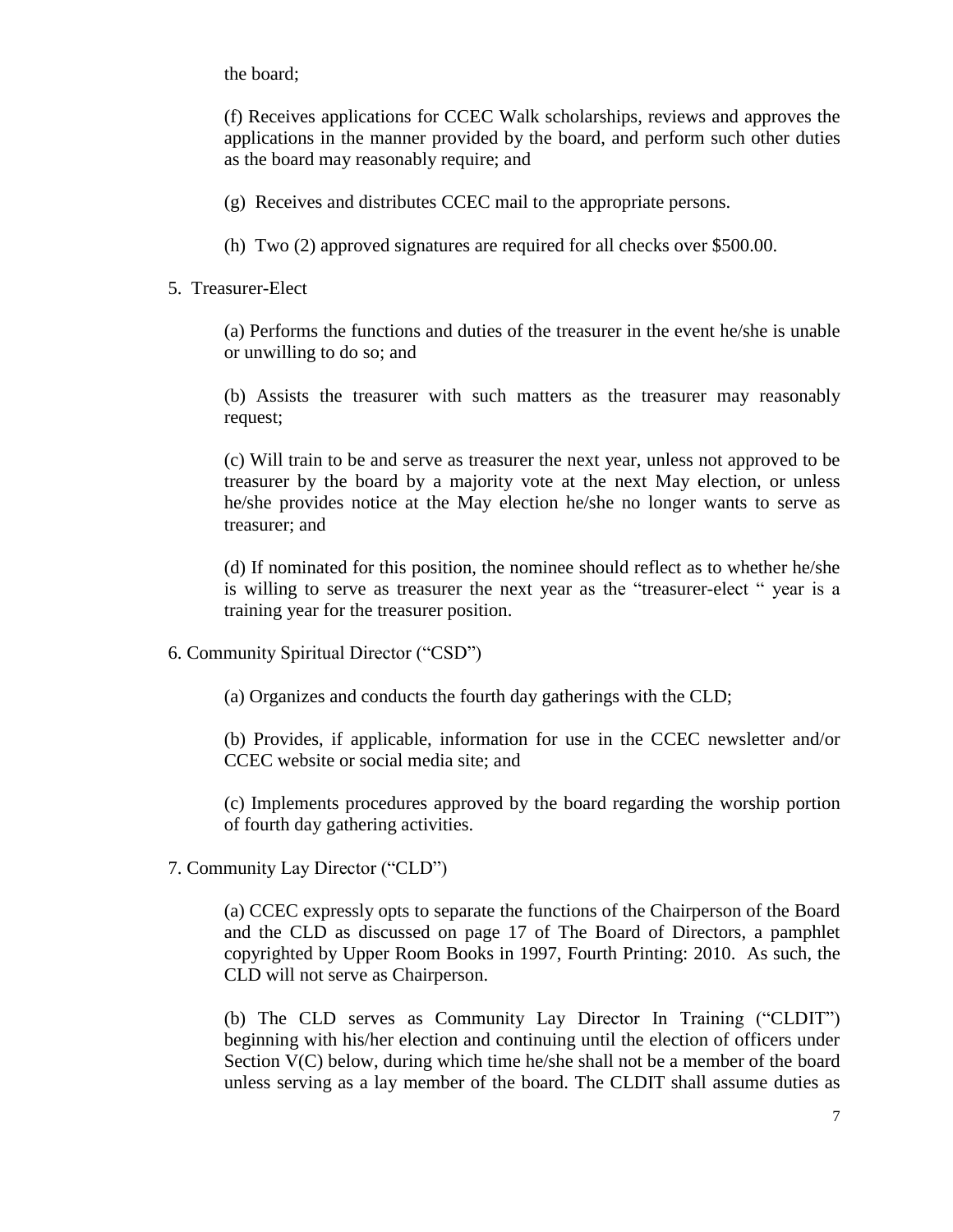the board;

(f) Receives applications for CCEC Walk scholarships, reviews and approves the applications in the manner provided by the board, and perform such other duties as the board may reasonably require; and

(g) Receives and distributes CCEC mail to the appropriate persons.

(h) Two (2) approved signatures are required for all checks over $500.00.

5. Treasurer-Elect

(a) Performs the functions and duties of the treasurer in the event he/she is unable or unwilling to do so; and

(b) Assists the treasurer with such matters as the treasurer may reasonably request;

(c) Will train to be and serve as treasurer the next year, unless not approved to be treasurer by the board by a majority vote at the next May election, or unless he/she provides notice at the May election he/she no longer wants to serve as treasurer; and

(d) If nominated for this position, the nominee should reflect as to whether he/she is willing to serve as treasurer the next year as the "treasurer-elect " year is a training year for the treasurer position.

6. Community Spiritual Director ("CSD")

(a) Organizes and conducts the fourth day gatherings with the CLD;

(b) Provides, if applicable, information for use in the CCEC newsletter and/or CCEC website or social media site; and

(c) Implements procedures approved by the board regarding the worship portion of fourth day gathering activities.

7. Community Lay Director ("CLD")

(a) CCEC expressly opts to separate the functions of the Chairperson of the Board and the CLD as discussed on page 17 of The Board of Directors, a pamphlet copyrighted by Upper Room Books in 1997, Fourth Printing: 2010. As such, the CLD will not serve as Chairperson.

(b) The CLD serves as Community Lay Director In Training ("CLDIT") beginning with his/her election and continuing until the election of officers under Section V(C) below, during which time he/she shall not be a member of the board unless serving as a lay member of the board. The CLDIT shall assume duties as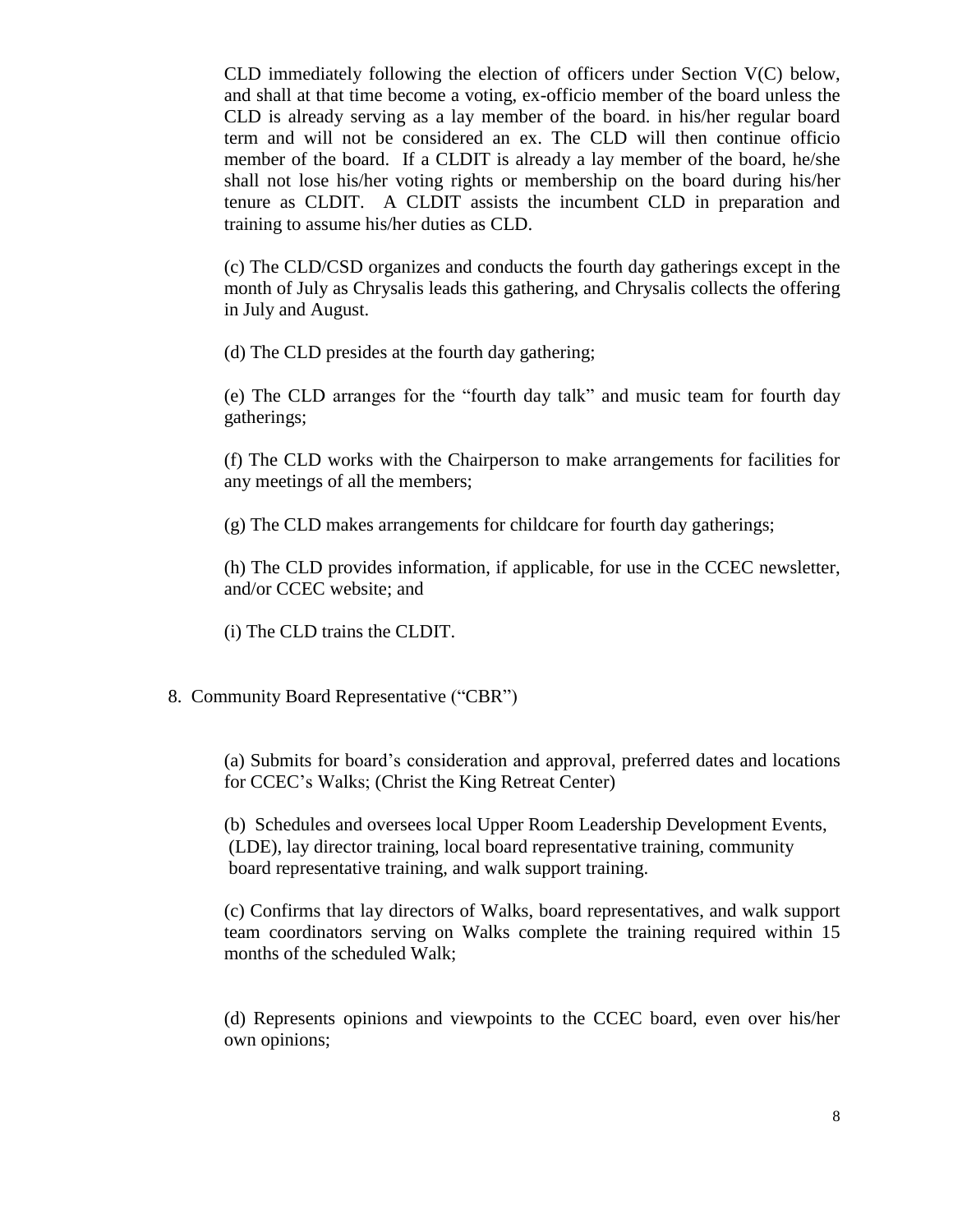CLD immediately following the election of officers under Section V(C) below, and shall at that time become a voting, ex-officio member of the board unless the CLD is already serving as a lay member of the board. in his/her regular board term and will not be considered an ex. The CLD will then continue officio member of the board. If a CLDIT is already a lay member of the board, he/she shall not lose his/her voting rights or membership on the board during his/her tenure as CLDIT. A CLDIT assists the incumbent CLD in preparation and training to assume his/her duties as CLD.

(c) The CLD/CSD organizes and conducts the fourth day gatherings except in the month of July as Chrysalis leads this gathering, and Chrysalis collects the offering in July and August.

(d) The CLD presides at the fourth day gathering;

(e) The CLD arranges for the "fourth day talk" and music team for fourth day gatherings;

(f) The CLD works with the Chairperson to make arrangements for facilities for any meetings of all the members;

(g) The CLD makes arrangements for childcare for fourth day gatherings;

(h) The CLD provides information, if applicable, for use in the CCEC newsletter, and/or CCEC website; and

(i) The CLD trains the CLDIT.

8. Community Board Representative ("CBR")

(a) Submits for board's consideration and approval, preferred dates and locations for CCEC's Walks; (Christ the King Retreat Center)

(b) Schedules and oversees local Upper Room Leadership Development Events, (LDE), lay director training, local board representative training, community board representative training, and walk support training.

(c) Confirms that lay directors of Walks, board representatives, and walk support team coordinators serving on Walks complete the training required within 15 months of the scheduled Walk;

(d) Represents opinions and viewpoints to the CCEC board, even over his/her own opinions;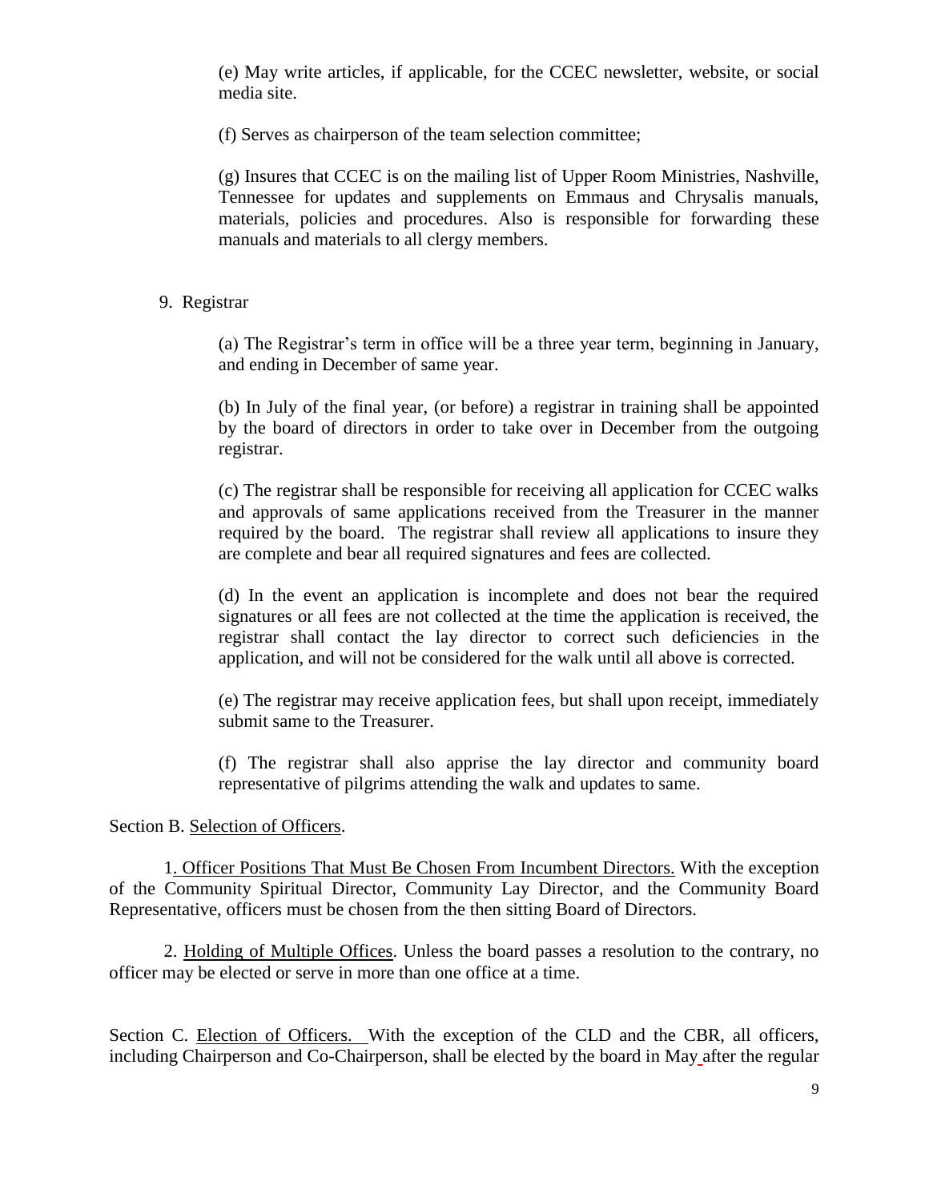(e) May write articles, if applicable, for the CCEC newsletter, website, or social media site.

(f) Serves as chairperson of the team selection committee;

(g) Insures that CCEC is on the mailing list of Upper Room Ministries, Nashville, Tennessee for updates and supplements on Emmaus and Chrysalis manuals, materials, policies and procedures. Also is responsible for forwarding these manuals and materials to all clergy members.

9. Registrar

(a) The Registrar's term in office will be a three year term, beginning in January, and ending in December of same year.

(b) In July of the final year, (or before) a registrar in training shall be appointed by the board of directors in order to take over in December from the outgoing registrar.

(c) The registrar shall be responsible for receiving all application for CCEC walks and approvals of same applications received from the Treasurer in the manner required by the board. The registrar shall review all applications to insure they are complete and bear all required signatures and fees are collected.

(d) In the event an application is incomplete and does not bear the required signatures or all fees are not collected at the time the application is received, the registrar shall contact the lay director to correct such deficiencies in the application, and will not be considered for the walk until all above is corrected.

(e) The registrar may receive application fees, but shall upon receipt, immediately submit same to the Treasurer.

(f) The registrar shall also apprise the lay director and community board representative of pilgrims attending the walk and updates to same.

Section B. Selection of Officers.

1. Officer Positions That Must Be Chosen From Incumbent Directors. With the exception of the Community Spiritual Director, Community Lay Director, and the Community Board Representative, officers must be chosen from the then sitting Board of Directors.

2. Holding of Multiple Offices. Unless the board passes a resolution to the contrary, no officer may be elected or serve in more than one office at a time.

Section C. Election of Officers. With the exception of the CLD and the CBR, all officers, including Chairperson and Co-Chairperson, shall be elected by the board in May after the regular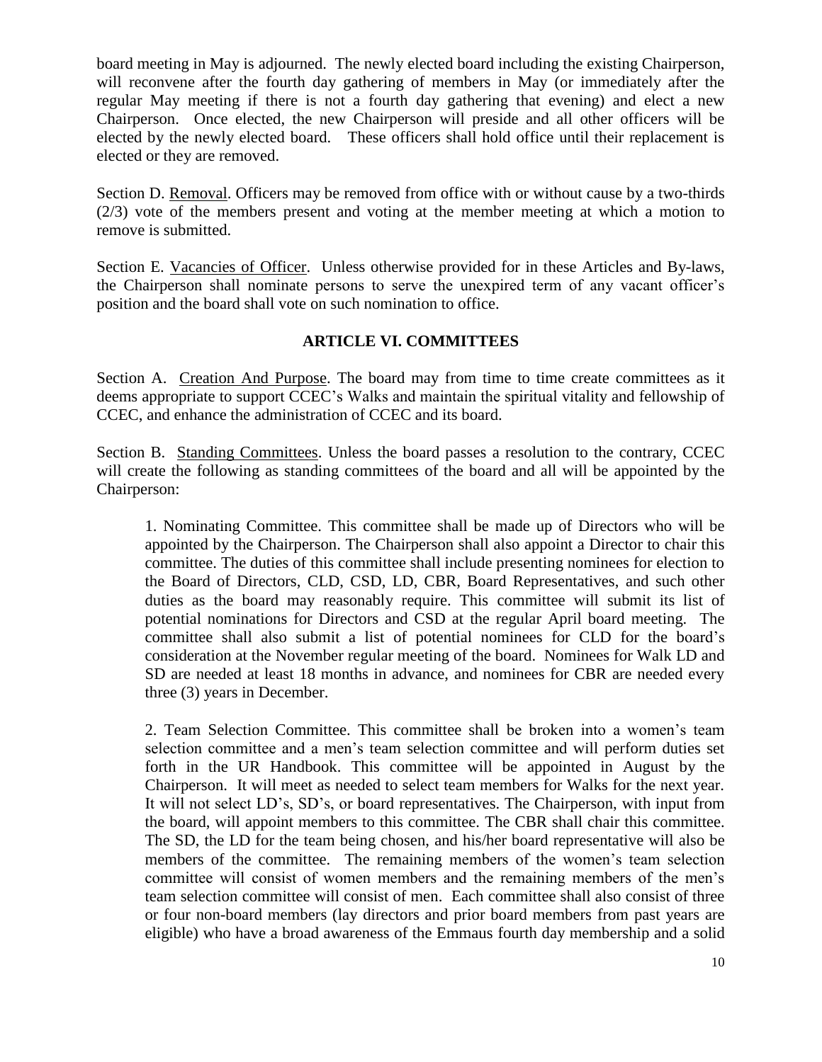board meeting in May is adjourned. The newly elected board including the existing Chairperson, will reconvene after the fourth day gathering of members in May (or immediately after the regular May meeting if there is not a fourth day gathering that evening) and elect a new Chairperson. Once elected, the new Chairperson will preside and all other officers will be elected by the newly elected board. These officers shall hold office until their replacement is elected or they are removed.

Section D. Removal. Officers may be removed from office with or without cause by a two-thirds (2/3) vote of the members present and voting at the member meeting at which a motion to remove is submitted.

Section E. Vacancies of Officer. Unless otherwise provided for in these Articles and By-laws, the Chairperson shall nominate persons to serve the unexpired term of any vacant officer's position and the board shall vote on such nomination to office.

## ARTICLE VI. COMMITTEES

Section A. Creation And Purpose. The board may from time to time create committees as it deems appropriate to support CCEC's Walks and maintain the spiritual vitality and fellowship of CCEC, and enhance the administration of CCEC and its board.

Section B. Standing Committees. Unless the board passes a resolution to the contrary, CCEC will create the following as standing committees of the board and all will be appointed by the Chairperson:

1. Nominating Committee. This committee shall be made up of Directors who will be appointed by the Chairperson. The Chairperson shall also appoint a Director to chair this committee. The duties of this committee shall include presenting nominees for election to the Board of Directors, CLD, CSD, LD, CBR, Board Representatives, and such other duties as the board may reasonably require. This committee will submit its list of potential nominations for Directors and CSD at the regular April board meeting. The committee shall also submit a list of potential nominees for CLD for the board's consideration at the November regular meeting of the board. Nominees for Walk LD and SD are needed at least 18 months in advance, and nominees for CBR are needed every three (3) years in December.

2. Team Selection Committee. This committee shall be broken into a women's team selection committee and a men's team selection committee and will perform duties set forth in the UR Handbook. This committee will be appointed in August by the Chairperson. It will meet as needed to select team members for Walks for the next year. It will not select LD's, SD's, or board representatives. The Chairperson, with input from the board, will appoint members to this committee. The CBR shall chair this committee. The SD, the LD for the team being chosen, and his/her board representative will also be members of the committee. The remaining members of the women's team selection committee will consist of women members and the remaining members of the men's team selection committee will consist of men. Each committee shall also consist of three or four non-board members (lay directors and prior board members from past years are eligible) who have a broad awareness of the Emmaus fourth day membership and a solid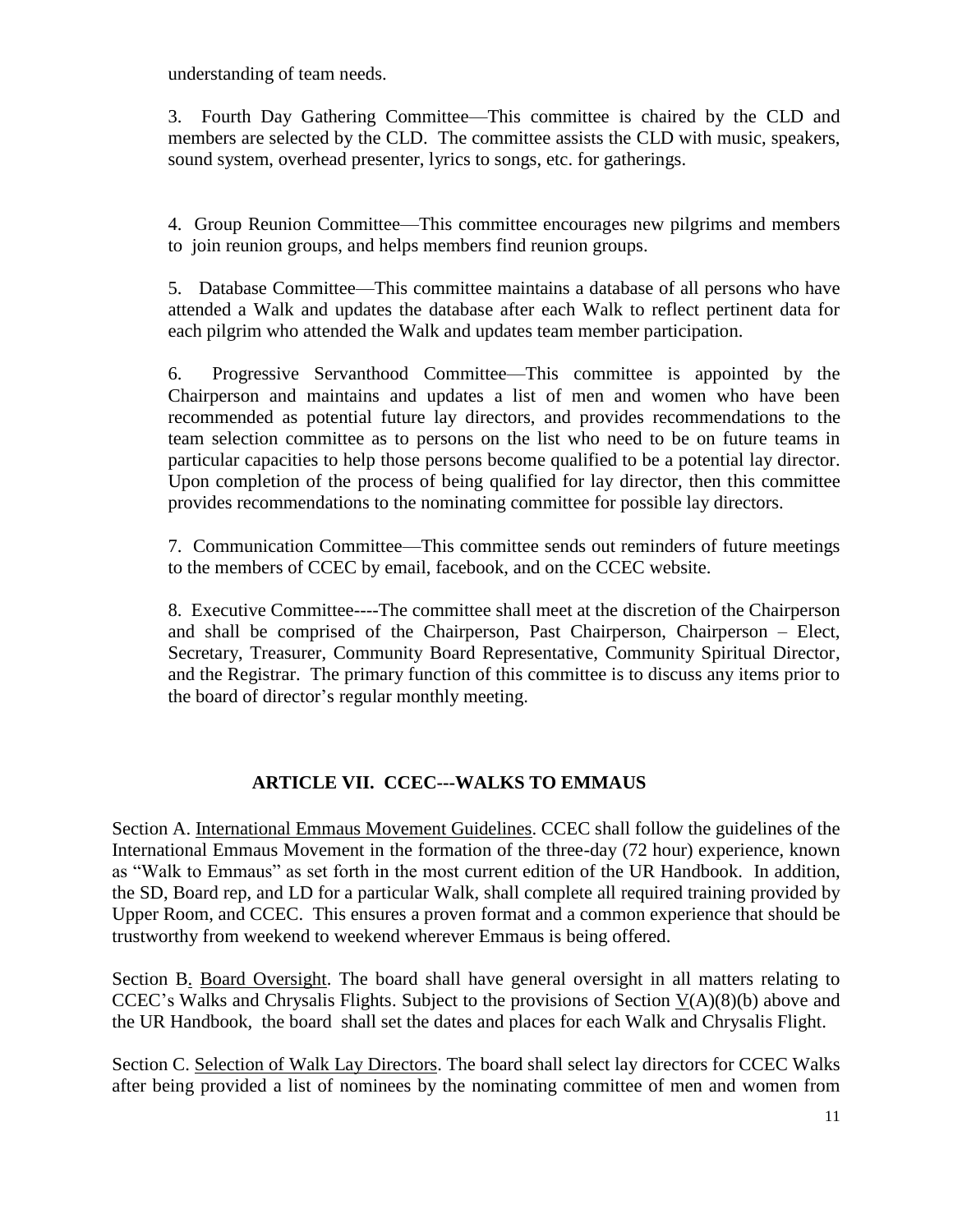understanding of team needs.

3. Fourth Day Gathering Committee—This committee is chaired by the CLD and members are selected by the CLD. The committee assists the CLD with music, speakers, sound system, overhead presenter, lyrics to songs, etc. for gatherings.

4. Group Reunion Committee—This committee encourages new pilgrims and members to join reunion groups, and helps members find reunion groups.

5. Database Committee—This committee maintains a database of all persons who have attended a Walk and updates the database after each Walk to reflect pertinent data for each pilgrim who attended the Walk and updates team member participation.

6. Progressive Servanthood Committee—This committee is appointed by the Chairperson and maintains and updates a list of men and women who have been recommended as potential future lay directors, and provides recommendations to the team selection committee as to persons on the list who need to be on future teams in particular capacities to help those persons become qualified to be a potential lay director. Upon completion of the process of being qualified for lay director, then this committee provides recommendations to the nominating committee for possible lay directors.

7. Communication Committee—This committee sends out reminders of future meetings to the members of CCEC by email, facebook, and on the CCEC website.

8. Executive Committee----The committee shall meet at the discretion of the Chairperson and shall be comprised of the Chairperson, Past Chairperson, Chairperson – Elect, Secretary, Treasurer, Community Board Representative, Community Spiritual Director, and the Registrar. The primary function of this committee is to discuss any items prior to the board of director's regular monthly meeting.

## ARTICLE VII. CCEC---WALKS TO EMMAUS

Section A. International Emmaus Movement Guidelines. CCEC shall follow the guidelines of the International Emmaus Movement in the formation of the three-day (72 hour) experience, known as "Walk to Emmaus" as set forth in the most current edition of the UR Handbook. In addition, the SD, Board rep, and LD for a particular Walk, shall complete all required training provided by Upper Room, and CCEC. This ensures a proven format and a common experience that should be trustworthy from weekend to weekend wherever Emmaus is being offered.

Section B. Board Oversight. The board shall have general oversight in all matters relating to CCEC's Walks and Chrysalis Flights. Subject to the provisions of Section V(A)(8)(b) above and the UR Handbook, the board shall set the dates and places for each Walk and Chrysalis Flight.

Section C. Selection of Walk Lay Directors. The board shall select lay directors for CCEC Walks after being provided a list of nominees by the nominating committee of men and women from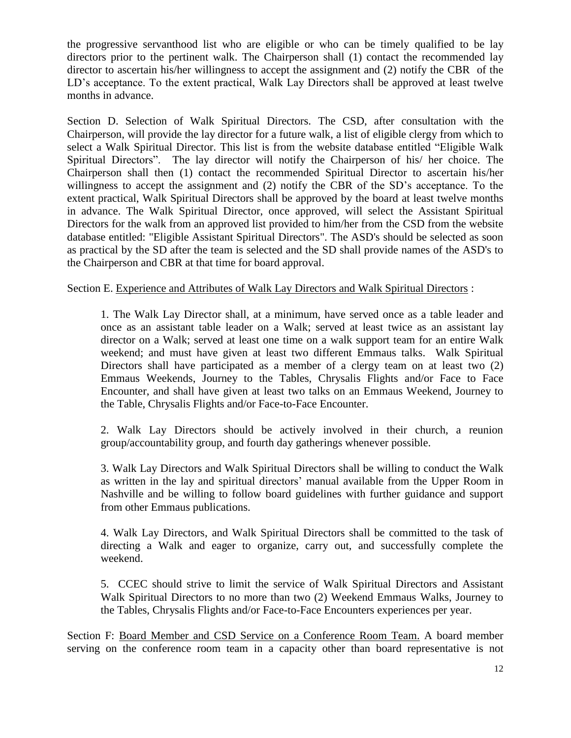the progressive servanthood list who are eligible or who can be timely qualified to be lay directors prior to the pertinent walk. The Chairperson shall (1) contact the recommended lay director to ascertain his/her willingness to accept the assignment and (2) notify the CBR of the LD's acceptance. To the extent practical, Walk Lay Directors shall be approved at least twelve months in advance.

Section D. Selection of Walk Spiritual Directors. The CSD, after consultation with the Chairperson, will provide the lay director for a future walk, a list of eligible clergy from which to select a Walk Spiritual Director. This list is from the website database entitled "Eligible Walk Spiritual Directors". The lay director will notify the Chairperson of his/ her choice. The Chairperson shall then (1) contact the recommended Spiritual Director to ascertain his/her willingness to accept the assignment and (2) notify the CBR of the SD's acceptance. To the extent practical, Walk Spiritual Directors shall be approved by the board at least twelve months in advance. The Walk Spiritual Director, once approved, will select the Assistant Spiritual Directors for the walk from an approved list provided to him/her from the CSD from the website database entitled: "Eligible Assistant Spiritual Directors". The ASD's should be selected as soon as practical by the SD after the team is selected and the SD shall provide names of the ASD's to the Chairperson and CBR at that time for board approval.

Section E. <u>Experience and Attributes of Walk Lay Directors and Walk Spiritual Directors</u> :

1. The Walk Lay Director shall, at a minimum, have served once as a table leader and once as an assistant table leader on a Walk; served at least twice as an assistant lay director on a Walk; served at least one time on a walk support team for an entire Walk weekend; and must have given at least two different Emmaus talks. Walk Spiritual Directors shall have participated as a member of a clergy team on at least two (2) Emmaus Weekends, Journey to the Tables, Chrysalis Flights and/or Face to Face Encounter, and shall have given at least two talks on an Emmaus Weekend, Journey to the Table, Chrysalis Flights and/or Face-to-Face Encounter.

2. Walk Lay Directors should be actively involved in their church, a reunion group/accountability group, and fourth day gatherings whenever possible.

3. Walk Lay Directors and Walk Spiritual Directors shall be willing to conduct the Walk as written in the lay and spiritual directors' manual available from the Upper Room in Nashville and be willing to follow board guidelines with further guidance and support from other Emmaus publications.

4. Walk Lay Directors, and Walk Spiritual Directors shall be committed to the task of directing a Walk and eager to organize, carry out, and successfully complete the weekend.

5. CCEC should strive to limit the service of Walk Spiritual Directors and Assistant Walk Spiritual Directors to no more than two (2) Weekend Emmaus Walks, Journey to the Tables, Chrysalis Flights and/or Face-to-Face Encounters experiences per year.

Section F: <u>Board Member and CSD Service on a Conference Room Team.</u> A board member serving on the conference room team in a capacity other than board representative is not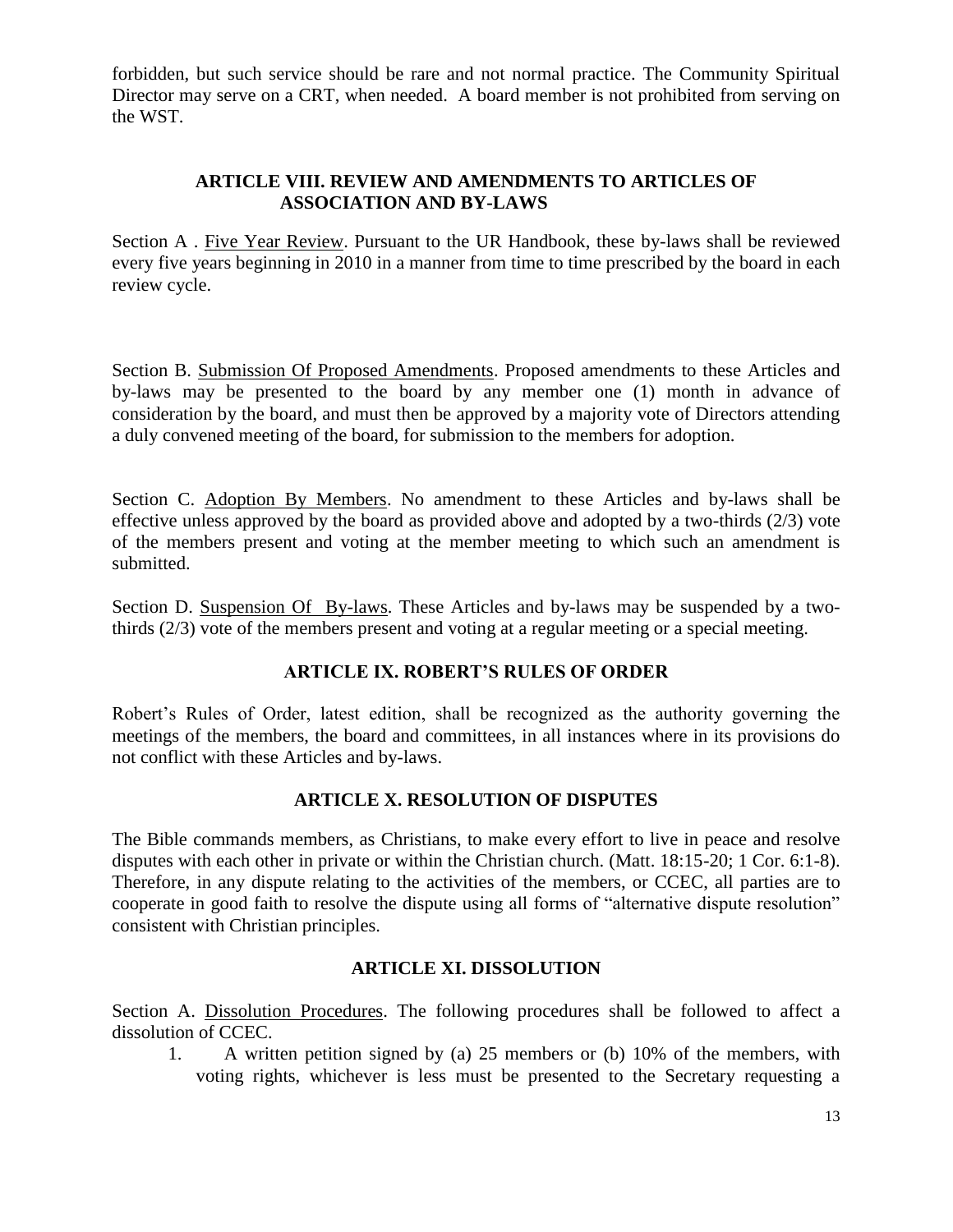forbidden, but such service should be rare and not normal practice. The Community Spiritual Director may serve on a CRT, when needed. A board member is not prohibited from serving on the WST.

## ARTICLE VIII. REVIEW AND AMENDMENTS TO ARTICLES OF ASSOCIATION AND BY-LAWS

Section A . Five Year Review. Pursuant to the UR Handbook, these by-laws shall be reviewed every five years beginning in 2010 in a manner from time to time prescribed by the board in each review cycle.

Section B. Submission Of Proposed Amendments. Proposed amendments to these Articles and by-laws may be presented to the board by any member one (1) month in advance of consideration by the board, and must then be approved by a majority vote of Directors attending a duly convened meeting of the board, for submission to the members for adoption.

Section C. Adoption By Members. No amendment to these Articles and by-laws shall be effective unless approved by the board as provided above and adopted by a two-thirds (2/3) vote of the members present and voting at the member meeting to which such an amendment is submitted.

Section D. Suspension Of By-laws. These Articles and by-laws may be suspended by a two-thirds (2/3) vote of the members present and voting at a regular meeting or a special meeting.

## ARTICLE IX. ROBERT'S RULES OF ORDER

Robert's Rules of Order, latest edition, shall be recognized as the authority governing the meetings of the members, the board and committees, in all instances where in its provisions do not conflict with these Articles and by-laws.

## ARTICLE X. RESOLUTION OF DISPUTES

The Bible commands members, as Christians, to make every effort to live in peace and resolve disputes with each other in private or within the Christian church. (Matt. 18:15-20; 1 Cor. 6:1-8). Therefore, in any dispute relating to the activities of the members, or CCEC, all parties are to cooperate in good faith to resolve the dispute using all forms of "alternative dispute resolution" consistent with Christian principles.

## ARTICLE XI. DISSOLUTION

Section A. Dissolution Procedures. The following procedures shall be followed to affect a dissolution of CCEC.

1. A written petition signed by (a) 25 members or (b) 10% of the members, with voting rights, whichever is less must be presented to the Secretary requesting a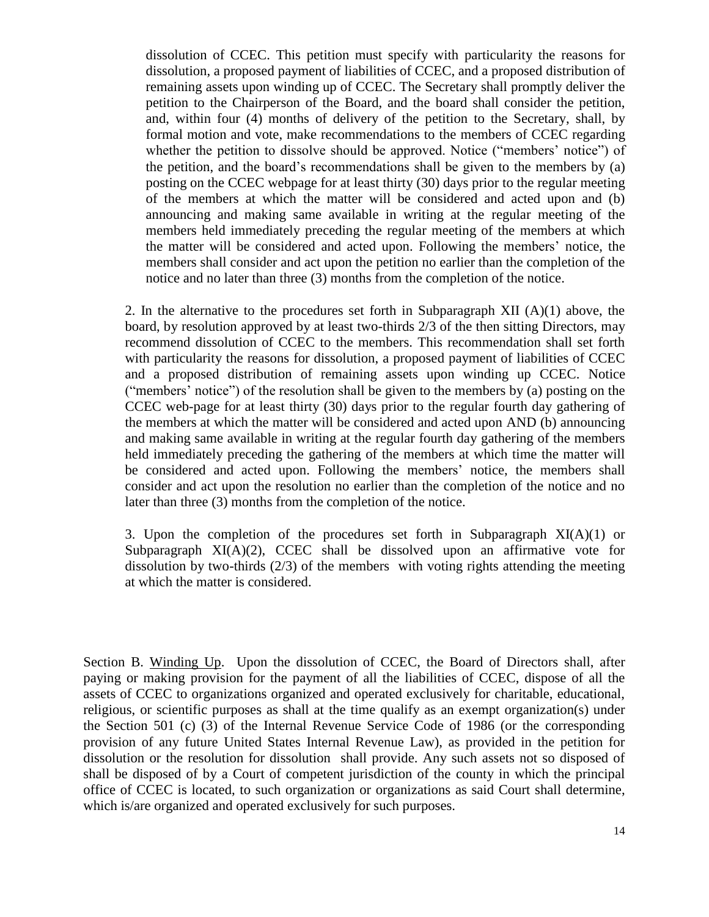dissolution of CCEC. This petition must specify with particularity the reasons for dissolution, a proposed payment of liabilities of CCEC, and a proposed distribution of remaining assets upon winding up of CCEC. The Secretary shall promptly deliver the petition to the Chairperson of the Board, and the board shall consider the petition, and, within four (4) months of delivery of the petition to the Secretary, shall, by formal motion and vote, make recommendations to the members of CCEC regarding whether the petition to dissolve should be approved. Notice ("members' notice") of the petition, and the board's recommendations shall be given to the members by (a) posting on the CCEC webpage for at least thirty (30) days prior to the regular meeting of the members at which the matter will be considered and acted upon and (b) announcing and making same available in writing at the regular meeting of the members held immediately preceding the regular meeting of the members at which the matter will be considered and acted upon. Following the members' notice, the members shall consider and act upon the petition no earlier than the completion of the notice and no later than three (3) months from the completion of the notice.

2. In the alternative to the procedures set forth in Subparagraph XII (A)(1) above, the board, by resolution approved by at least two-thirds 2/3 of the then sitting Directors, may recommend dissolution of CCEC to the members. This recommendation shall set forth with particularity the reasons for dissolution, a proposed payment of liabilities of CCEC and a proposed distribution of remaining assets upon winding up CCEC. Notice ("members' notice") of the resolution shall be given to the members by (a) posting on the CCEC web-page for at least thirty (30) days prior to the regular fourth day gathering of the members at which the matter will be considered and acted upon AND (b) announcing and making same available in writing at the regular fourth day gathering of the members held immediately preceding the gathering of the members at which time the matter will be considered and acted upon. Following the members' notice, the members shall consider and act upon the resolution no earlier than the completion of the notice and no later than three (3) months from the completion of the notice.

3. Upon the completion of the procedures set forth in Subparagraph XI(A)(1) or Subparagraph XI(A)(2), CCEC shall be dissolved upon an affirmative vote for dissolution by two-thirds (2/3) of the members with voting rights attending the meeting at which the matter is considered.

Section B. Winding Up. Upon the dissolution of CCEC, the Board of Directors shall, after paying or making provision for the payment of all the liabilities of CCEC, dispose of all the assets of CCEC to organizations organized and operated exclusively for charitable, educational, religious, or scientific purposes as shall at the time qualify as an exempt organization(s) under the Section 501 (c) (3) of the Internal Revenue Service Code of 1986 (or the corresponding provision of any future United States Internal Revenue Law), as provided in the petition for dissolution or the resolution for dissolution shall provide. Any such assets not so disposed of shall be disposed of by a Court of competent jurisdiction of the county in which the principal office of CCEC is located, to such organization or organizations as said Court shall determine, which is/are organized and operated exclusively for such purposes.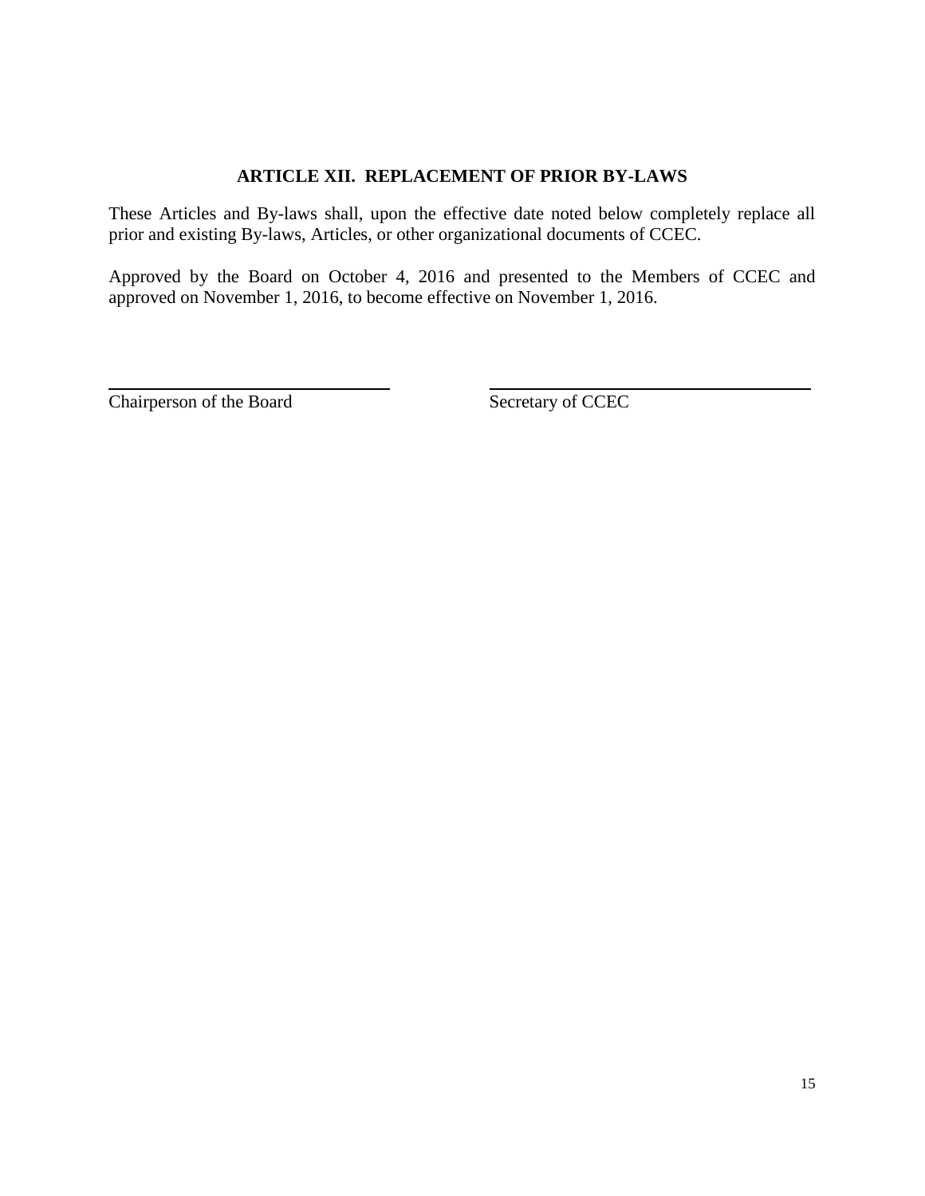## ARTICLE XII. REPLACEMENT OF PRIOR BY-LAWS

These Articles and By-laws shall, upon the effective date noted below completely replace all prior and existing By-laws, Articles, or other organizational documents of CCEC.

Approved by the Board on October 4, 2016 and presented to the Members of CCEC and approved on November 1, 2016, to become effective on November 1, 2016.

| | |
|---|---|
| ______________________________ | ______________________________ |
| Chairperson of the Board | Secretary of CCEC |